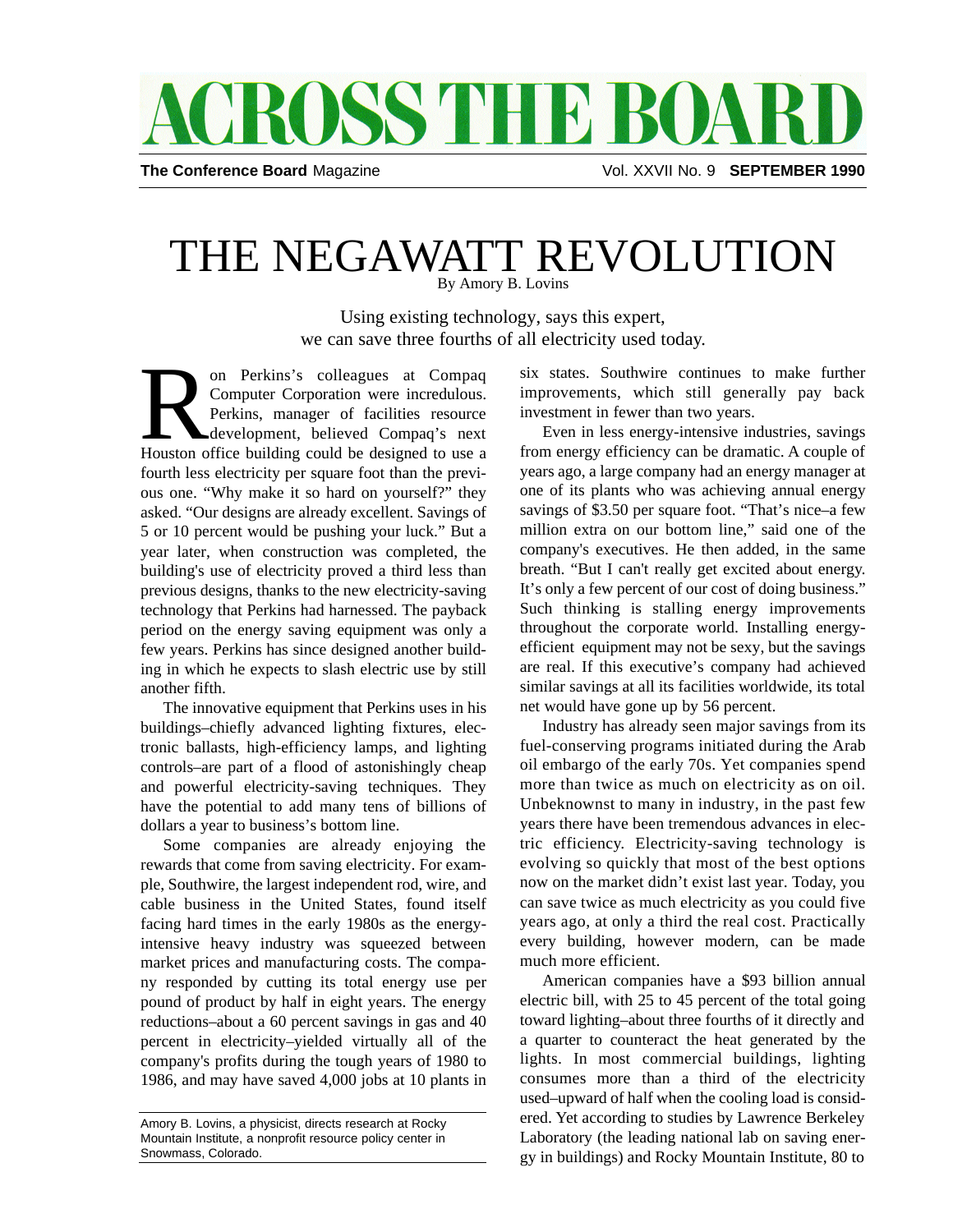# ACROSS THE BOARD

**The Conference Board** Magazine — Vol. XXVII No. 9 **SEPTEMBER 1990**

# THE NEGAWATT REVOLUTION

By Amory B. Lovins

Using existing technology, says this expert, we can save three fourths of all electricity used today.

Ron Perkins's colleagues at Compaq Computer Corporation were incredulous. Perkins, manager of facilities resource development, believed Compaq's next Houston office building could be designed to use a fourth less electricity per square foot than the previous one. "Why make it so hard on yourself?" they asked. "Our designs are already excellent. Savings of 5 or 10 percent would be pushing your luck." But a year later, when construction was completed, the building's use of electricity proved a third less than previous designs, thanks to the new electricity-saving technology that Perkins had harnessed. The payback period on the energy saving equipment was only a few years. Perkins has since designed another building in which he expects to slash electric use by still another fifth.

The innovative equipment that Perkins uses in his buildings–chiefly advanced lighting fixtures, electronic ballasts, high-efficiency lamps, and lighting controls–are part of a flood of astonishingly cheap and powerful electricity-saving techniques. They have the potential to add many tens of billions of dollars a year to business's bottom line.

Some companies are already enjoying the rewards that come from saving electricity. For example, Southwire, the largest independent rod, wire, and cable business in the United States, found itself facing hard times in the early 1980s as the energy-intensive heavy industry was squeezed between market prices and manufacturing costs. The company responded by cutting its total energy use per pound of product by half in eight years. The energy reductions–about a 60 percent savings in gas and 40 percent in electricity–yielded virtually all of the company's profits during the tough years of 1980 to 1986, and may have saved 4,000 jobs at 10 plants in six states. Southwire continues to make further improvements, which still generally pay back investment in fewer than two years.

Even in less energy-intensive industries, savings from energy efficiency can be dramatic. A couple of years ago, a large company had an energy manager at one of its plants who was achieving annual energy savings of $3.50 per square foot. "That's nice–a few million extra on our bottom line," said one of the company's executives. He then added, in the same breath. "But I can't really get excited about energy. It's only a few percent of our cost of doing business." Such thinking is stalling energy improvements throughout the corporate world. Installing energy-efficient equipment may not be sexy, but the savings are real. If this executive's company had achieved similar savings at all its facilities worldwide, its total net would have gone up by 56 percent.

Industry has already seen major savings from its fuel-conserving programs initiated during the Arab oil embargo of the early 70s. Yet companies spend more than twice as much on electricity as on oil. Unbeknownst to many in industry, in the past few years there have been tremendous advances in electric efficiency. Electricity-saving technology is evolving so quickly that most of the best options now on the market didn't exist last year. Today, you can save twice as much electricity as you could five years ago, at only a third the real cost. Practically every building, however modern, can be made much more efficient.

American companies have a $93 billion annual electric bill, with 25 to 45 percent of the total going toward lighting–about three fourths of it directly and a quarter to counteract the heat generated by the lights. In most commercial buildings, lighting consumes more than a third of the electricity used–upward of half when the cooling load is considered. Yet according to studies by Lawrence Berkeley Laboratory (the leading national lab on saving energy in buildings) and Rocky Mountain Institute, 80 to

---

Amory B. Lovins, a physicist, directs research at Rocky Mountain Institute, a nonprofit resource policy center in Snowmass, Colorado.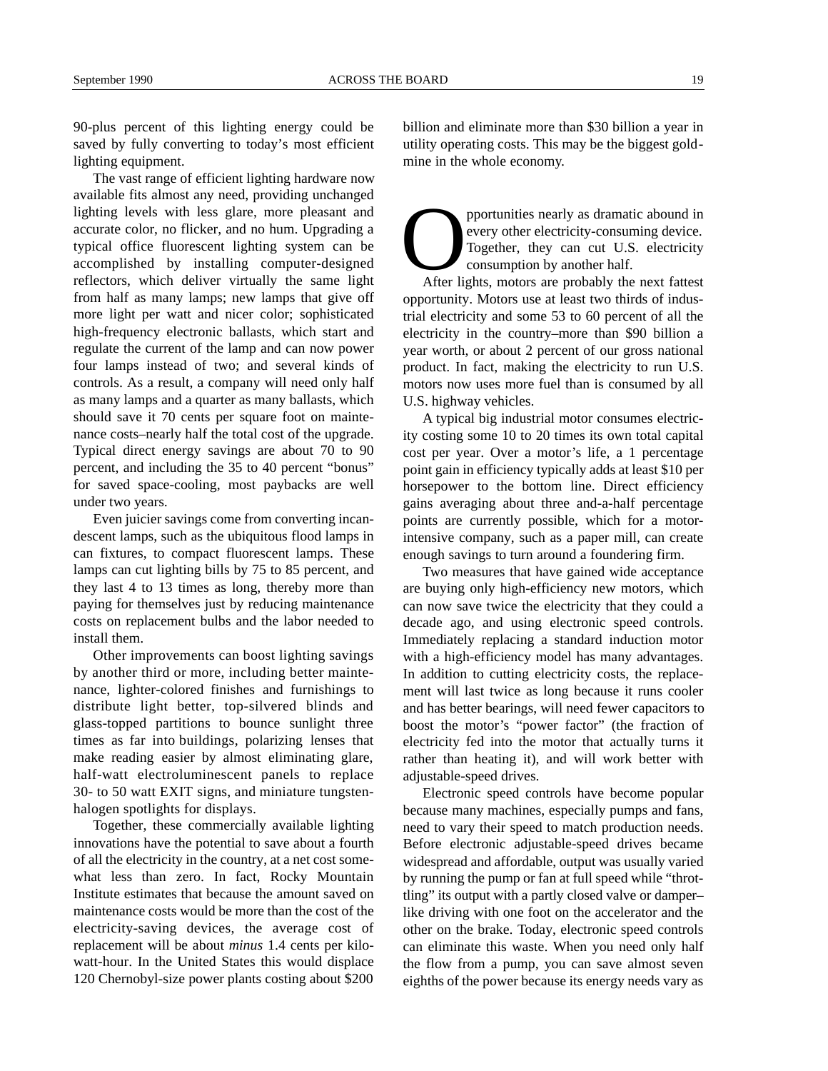90-plus percent of this lighting energy could be saved by fully converting to today's most efficient lighting equipment.

The vast range of efficient lighting hardware now available fits almost any need, providing unchanged lighting levels with less glare, more pleasant and accurate color, no flicker, and no hum. Upgrading a typical office fluorescent lighting system can be accomplished by installing computer-designed reflectors, which deliver virtually the same light from half as many lamps; new lamps that give off more light per watt and nicer color; sophisticated high-frequency electronic ballasts, which start and regulate the current of the lamp and can now power four lamps instead of two; and several kinds of controls. As a result, a company will need only half as many lamps and a quarter as many ballasts, which should save it 70 cents per square foot on maintenance costs–nearly half the total cost of the upgrade. Typical direct energy savings are about 70 to 90 percent, and including the 35 to 40 percent "bonus" for saved space-cooling, most paybacks are well under two years.

Even juicier savings come from converting incandescent lamps, such as the ubiquitous flood lamps in can fixtures, to compact fluorescent lamps. These lamps can cut lighting bills by 75 to 85 percent, and they last 4 to 13 times as long, thereby more than paying for themselves just by reducing maintenance costs on replacement bulbs and the labor needed to install them.

Other improvements can boost lighting savings by another third or more, including better maintenance, lighter-colored finishes and furnishings to distribute light better, top-silvered blinds and glass-topped partitions to bounce sunlight three times as far into buildings, polarizing lenses that make reading easier by almost eliminating glare, half-watt electroluminescent panels to replace 30- to 50 watt EXIT signs, and miniature tungsten-halogen spotlights for displays.

Together, these commercially available lighting innovations have the potential to save about a fourth of all the electricity in the country, at a net cost somewhat less than zero. In fact, Rocky Mountain Institute estimates that because the amount saved on maintenance costs would be more than the cost of the electricity-saving devices, the average cost of replacement will be about *minus* 1.4 cents per kilowatt-hour. In the United States this would displace 120 Chernobyl-size power plants costing about $200 billion and eliminate more than $30 billion a year in utility operating costs. This may be the biggest goldmine in the whole economy.

Opportunities nearly as dramatic abound in every other electricity-consuming device. Together, they can cut U.S. electricity consumption by another half.

After lights, motors are probably the next fattest opportunity. Motors use at least two thirds of industrial electricity and some 53 to 60 percent of all the electricity in the country–more than $90 billion a year worth, or about 2 percent of our gross national product. In fact, making the electricity to run U.S. motors now uses more fuel than is consumed by all U.S. highway vehicles.

A typical big industrial motor consumes electricity costing some 10 to 20 times its own total capital cost per year. Over a motor's life, a 1 percentage point gain in efficiency typically adds at least $10 per horsepower to the bottom line. Direct efficiency gains averaging about three and-a-half percentage points are currently possible, which for a motor-intensive company, such as a paper mill, can create enough savings to turn around a foundering firm.

Two measures that have gained wide acceptance are buying only high-efficiency new motors, which can now save twice the electricity that they could a decade ago, and using electronic speed controls. Immediately replacing a standard induction motor with a high-efficiency model has many advantages. In addition to cutting electricity costs, the replacement will last twice as long because it runs cooler and has better bearings, will need fewer capacitors to boost the motor's "power factor" (the fraction of electricity fed into the motor that actually turns it rather than heating it), and will work better with adjustable-speed drives.

Electronic speed controls have become popular because many machines, especially pumps and fans, need to vary their speed to match production needs. Before electronic adjustable-speed drives became widespread and affordable, output was usually varied by running the pump or fan at full speed while "throttling" its output with a partly closed valve or damper–like driving with one foot on the accelerator and the other on the brake. Today, electronic speed controls can eliminate this waste. When you need only half the flow from a pump, you can save almost seven eighths of the power because its energy needs vary as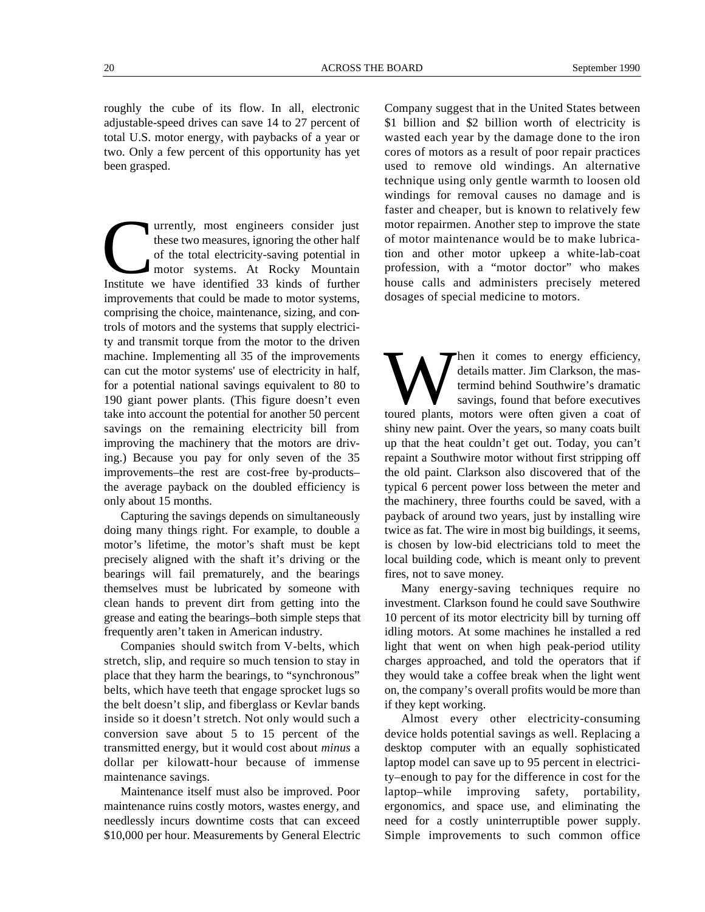roughly the cube of its flow. In all, electronic adjustable-speed drives can save 14 to 27 percent of total U.S. motor energy, with paybacks of a year or two. Only a few percent of this opportunity has yet been grasped.

Currently, most engineers consider just these two measures, ignoring the other half of the total electricity-saving potential in motor systems. At Rocky Mountain Institute we have identified 33 kinds of further improvements that could be made to motor systems, comprising the choice, maintenance, sizing, and controls of motors and the systems that supply electricity and transmit torque from the motor to the driven machine. Implementing all 35 of the improvements can cut the motor systems' use of electricity in half, for a potential national savings equivalent to 80 to 190 giant power plants. (This figure doesn't even take into account the potential for another 50 percent savings on the remaining electricity bill from improving the machinery that the motors are driving.) Because you pay for only seven of the 35 improvements–the rest are cost-free by-products–the average payback on the doubled efficiency is only about 15 months.

Capturing the savings depends on simultaneously doing many things right. For example, to double a motor's lifetime, the motor's shaft must be kept precisely aligned with the shaft it's driving or the bearings will fail prematurely, and the bearings themselves must be lubricated by someone with clean hands to prevent dirt from getting into the grease and eating the bearings–both simple steps that frequently aren't taken in American industry.

Companies should switch from V-belts, which stretch, slip, and require so much tension to stay in place that they harm the bearings, to "synchronous" belts, which have teeth that engage sprocket lugs so the belt doesn't slip, and fiberglass or Kevlar bands inside so it doesn't stretch. Not only would such a conversion save about 5 to 15 percent of the transmitted energy, but it would cost about *minus* a dollar per kilowatt-hour because of immense maintenance savings.

Maintenance itself must also be improved. Poor maintenance ruins costly motors, wastes energy, and needlessly incurs downtime costs that can exceed \$10,000 per hour. Measurements by General Electric Company suggest that in the United States between \$1 billion and \$2 billion worth of electricity is wasted each year by the damage done to the iron cores of motors as a result of poor repair practices used to remove old windings. An alternative technique using only gentle warmth to loosen old windings for removal causes no damage and is faster and cheaper, but is known to relatively few motor repairmen. Another step to improve the state of motor maintenance would be to make lubrication and other motor upkeep a white-lab-coat profession, with a "motor doctor" who makes house calls and administers precisely metered dosages of special medicine to motors.

When it comes to energy efficiency, details matter. Jim Clarkson, the mastermind behind Southwire's dramatic savings, found that before executives toured plants, motors were often given a coat of shiny new paint. Over the years, so many coats built up that the heat couldn't get out. Today, you can't repaint a Southwire motor without first stripping off the old paint. Clarkson also discovered that of the typical 6 percent power loss between the meter and the machinery, three fourths could be saved, with a payback of around two years, just by installing wire twice as fat. The wire in most big buildings, it seems, is chosen by low-bid electricians told to meet the local building code, which is meant only to prevent fires, not to save money.

Many energy-saving techniques require no investment. Clarkson found he could save Southwire 10 percent of its motor electricity bill by turning off idling motors. At some machines he installed a red light that went on when high peak-period utility charges approached, and told the operators that if they would take a coffee break when the light went on, the company's overall profits would be more than if they kept working.

Almost every other electricity-consuming device holds potential savings as well. Replacing a desktop computer with an equally sophisticated laptop model can save up to 95 percent in electricity–enough to pay for the difference in cost for the laptop–while improving safety, portability, ergonomics, and space use, and eliminating the need for a costly uninterruptible power supply. Simple improvements to such common office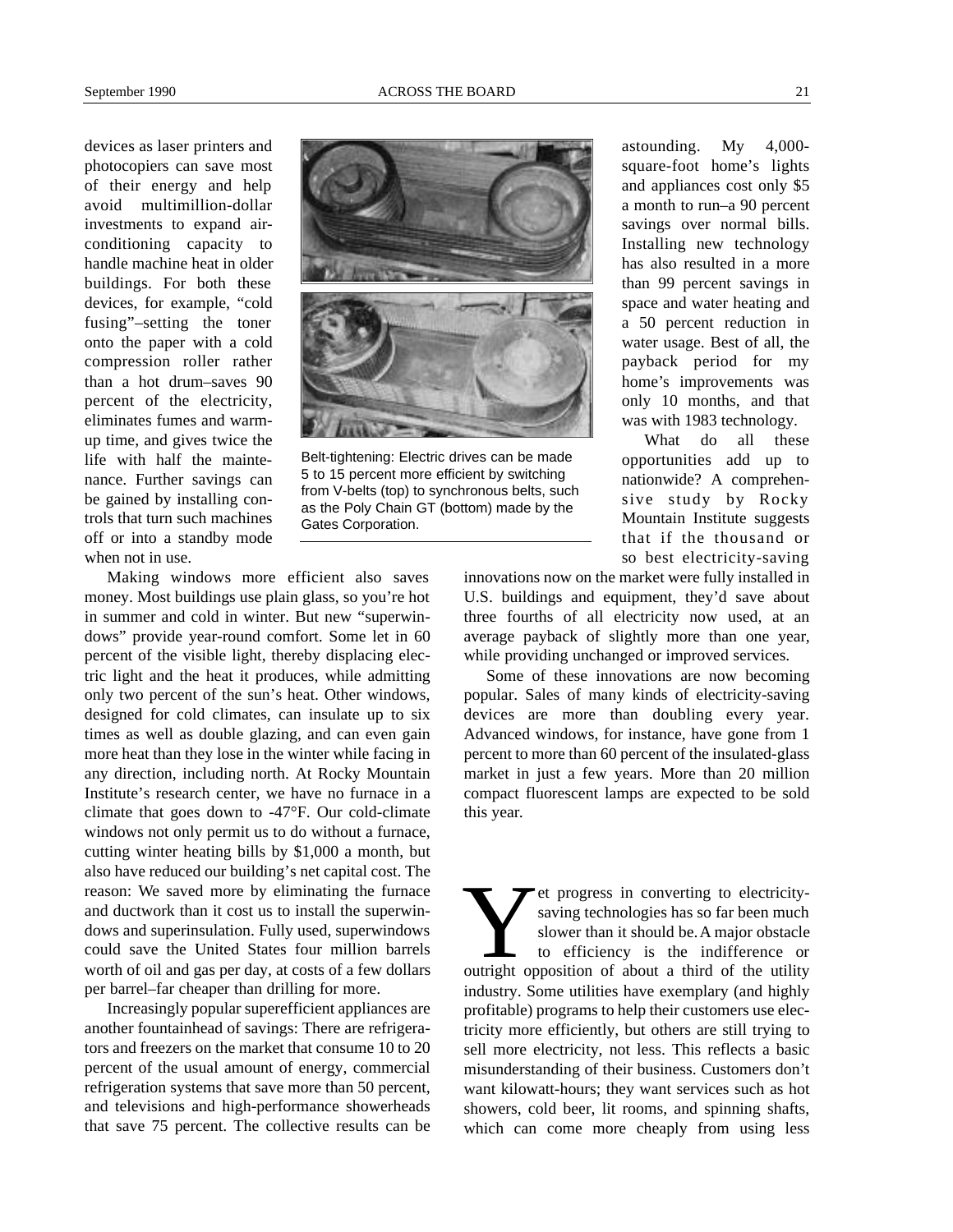devices as laser printers and photocopiers can save most of their energy and help avoid multimillion-dollar investments to expand air-conditioning capacity to handle machine heat in older buildings. For both these devices, for example, "cold fusing"–setting the toner onto the paper with a cold compression roller rather than a hot drum–saves 90 percent of the electricity, eliminates fumes and warm-up time, and gives twice the life with half the maintenance. Further savings can be gained by installing controls that turn such machines off or into a standby mode when not in use.

Belt-tightening: Electric drives can be made 5 to 15 percent more efficient by switching from V-belts (top) to synchronous belts, such as the Poly Chain GT (bottom) made by the Gates Corporation.

Making windows more efficient also saves money. Most buildings use plain glass, so you're hot in summer and cold in winter. But new "superwindows" provide year-round comfort. Some let in 60 percent of the visible light, thereby displacing electric light and the heat it produces, while admitting only two percent of the sun's heat. Other windows, designed for cold climates, can insulate up to six times as well as double glazing, and can even gain more heat than they lose in the winter while facing in any direction, including north. At Rocky Mountain Institute's research center, we have no furnace in a climate that goes down to -47°F. Our cold-climate windows not only permit us to do without a furnace, cutting winter heating bills by $1,000 a month, but also have reduced our building's net capital cost. The reason: We saved more by eliminating the furnace and ductwork than it cost us to install the superwindows and superinsulation. Fully used, superwindows could save the United States four million barrels worth of oil and gas per day, at costs of a few dollars per barrel–far cheaper than drilling for more.

Increasingly popular superefficient appliances are another fountainhead of savings: There are refrigerators and freezers on the market that consume 10 to 20 percent of the usual amount of energy, commercial refrigeration systems that save more than 50 percent, and televisions and high-performance showerheads that save 75 percent. The collective results can be astounding. My 4,000-square-foot home's lights and appliances cost only $5 a month to run–a 90 percent savings over normal bills. Installing new technology has also resulted in a more than 99 percent savings in space and water heating and a 50 percent reduction in water usage. Best of all, the payback period for my home's improvements was only 10 months, and that was with 1983 technology.

What do all these opportunities add up to nationwide? A comprehensive study by Rocky Mountain Institute suggests that if the thousand or so best electricity-saving innovations now on the market were fully installed in U.S. buildings and equipment, they'd save about three fourths of all electricity now used, at an average payback of slightly more than one year, while providing unchanged or improved services.

Some of these innovations are now becoming popular. Sales of many kinds of electricity-saving devices are more than doubling every year. Advanced windows, for instance, have gone from 1 percent to more than 60 percent of the insulated-glass market in just a few years. More than 20 million compact fluorescent lamps are expected to be sold this year.

Yet progress in converting to electricity-saving technologies has so far been much slower than it should be. A major obstacle to efficiency is the indifference or outright opposition of about a third of the utility industry. Some utilities have exemplary (and highly profitable) programs to help their customers use electricity more efficiently, but others are still trying to sell more electricity, not less. This reflects a basic misunderstanding of their business. Customers don't want kilowatt-hours; they want services such as hot showers, cold beer, lit rooms, and spinning shafts, which can come more cheaply from using less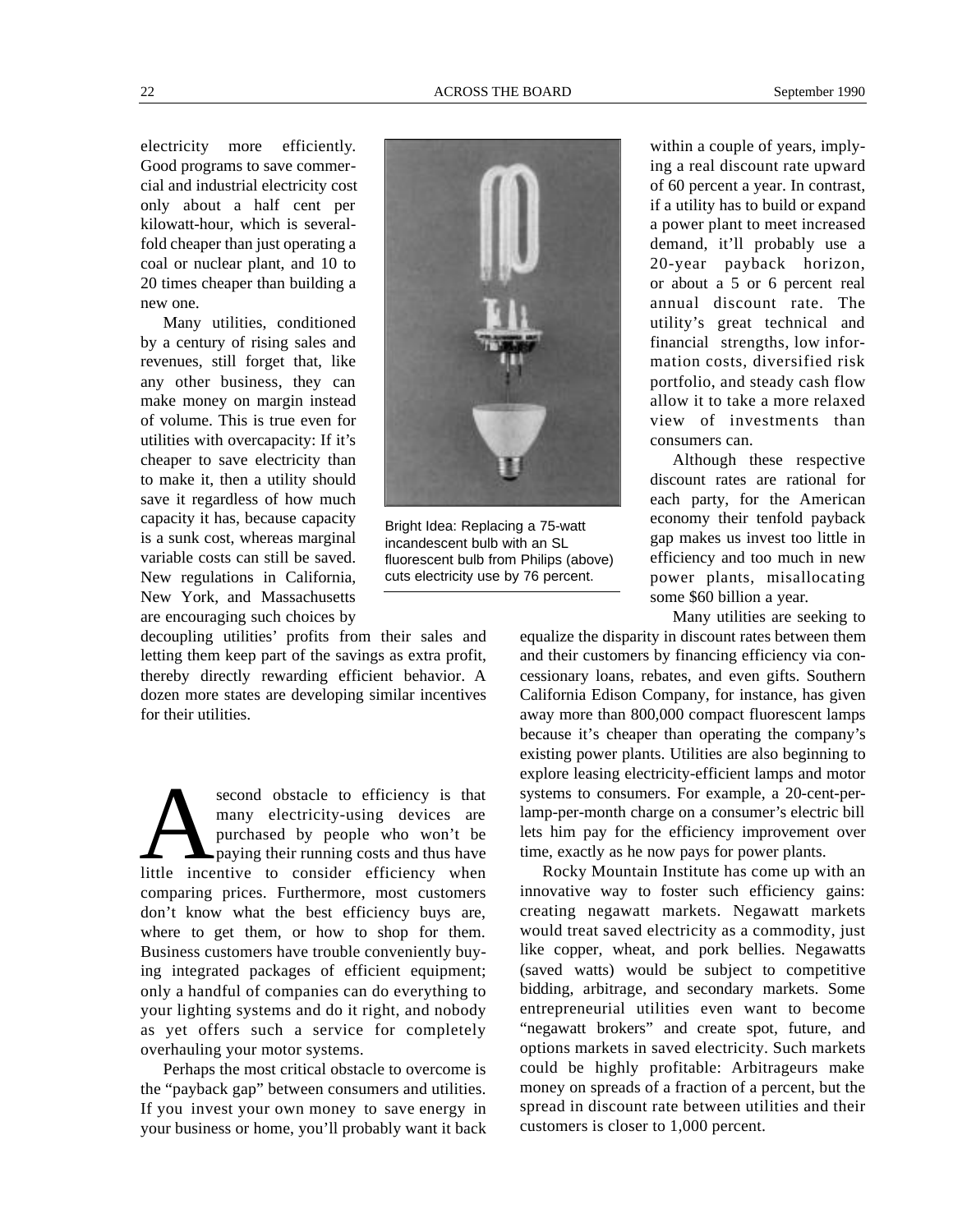electricity more efficiently. Good programs to save commercial and industrial electricity cost only about a half cent per kilowatt-hour, which is severalfold cheaper than just operating a coal or nuclear plant, and 10 to 20 times cheaper than building a new one.

Many utilities, conditioned by a century of rising sales and revenues, still forget that, like any other business, they can make money on margin instead of volume. This is true even for utilities with overcapacity: If it's cheaper to save electricity than to make it, then a utility should save it regardless of how much capacity it has, because capacity is a sunk cost, whereas marginal variable costs can still be saved. New regulations in California, New York, and Massachusetts are encouraging such choices by decoupling utilities' profits from their sales and letting them keep part of the savings as extra profit, thereby directly rewarding efficient behavior. A dozen more states are developing similar incentives for their utilities.

Bright Idea: Replacing a 75-watt incandescent bulb with an SL fluorescent bulb from Philips (above) cuts electricity use by 76 percent.

A second obstacle to efficiency is that many electricity-using devices are purchased by people who won't be paying their running costs and thus have little incentive to consider efficiency when comparing prices. Furthermore, most customers don't know what the best efficiency buys are, where to get them, or how to shop for them. Business customers have trouble conveniently buying integrated packages of efficient equipment; only a handful of companies can do everything to your lighting systems and do it right, and nobody as yet offers such a service for completely overhauling your motor systems.

Perhaps the most critical obstacle to overcome is the "payback gap" between consumers and utilities. If you invest your own money to save energy in your business or home, you'll probably want it back within a couple of years, implying a real discount rate upward of 60 percent a year. In contrast, if a utility has to build or expand a power plant to meet increased demand, it'll probably use a 20-year payback horizon, or about a 5 or 6 percent real annual discount rate. The utility's great technical and financial strengths, low information costs, diversified risk portfolio, and steady cash flow allow it to take a more relaxed view of investments than consumers can.

Although these respective discount rates are rational for each party, for the American economy their tenfold payback gap makes us invest too little in efficiency and too much in new power plants, misallocating some $60 billion a year.

Many utilities are seeking to equalize the disparity in discount rates between them and their customers by financing efficiency via concessionary loans, rebates, and even gifts. Southern California Edison Company, for instance, has given away more than 800,000 compact fluorescent lamps because it's cheaper than operating the company's existing power plants. Utilities are also beginning to explore leasing electricity-efficient lamps and motor systems to consumers. For example, a 20-cent-per-lamp-per-month charge on a consumer's electric bill lets him pay for the efficiency improvement over time, exactly as he now pays for power plants.

Rocky Mountain Institute has come up with an innovative way to foster such efficiency gains: creating negawatt markets. Negawatt markets would treat saved electricity as a commodity, just like copper, wheat, and pork bellies. Negawatts (saved watts) would be subject to competitive bidding, arbitrage, and secondary markets. Some entrepreneurial utilities even want to become "negawatt brokers" and create spot, future, and options markets in saved electricity. Such markets could be highly profitable: Arbitrageurs make money on spreads of a fraction of a percent, but the spread in discount rate between utilities and their customers is closer to 1,000 percent.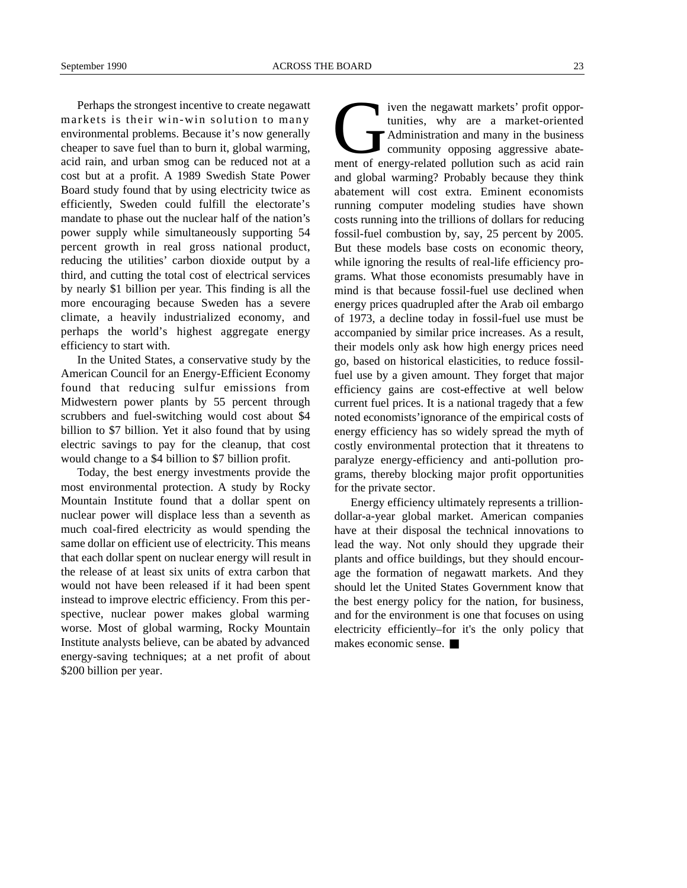Perhaps the strongest incentive to create negawatt markets is their win-win solution to many environmental problems. Because it's now generally cheaper to save fuel than to burn it, global warming, acid rain, and urban smog can be reduced not at a cost but at a profit. A 1989 Swedish State Power Board study found that by using electricity twice as efficiently, Sweden could fulfill the electorate's mandate to phase out the nuclear half of the nation's power supply while simultaneously supporting 54 percent growth in real gross national product, reducing the utilities' carbon dioxide output by a third, and cutting the total cost of electrical services by nearly $1 billion per year. This finding is all the more encouraging because Sweden has a severe climate, a heavily industrialized economy, and perhaps the world's highest aggregate energy efficiency to start with.

In the United States, a conservative study by the American Council for an Energy-Efficient Economy found that reducing sulfur emissions from Midwestern power plants by 55 percent through scrubbers and fuel-switching would cost about $4 billion to $7 billion. Yet it also found that by using electric savings to pay for the cleanup, that cost would change to a $4 billion to $7 billion profit.

Today, the best energy investments provide the most environmental protection. A study by Rocky Mountain Institute found that a dollar spent on nuclear power will displace less than a seventh as much coal-fired electricity as would spending the same dollar on efficient use of electricity. This means that each dollar spent on nuclear energy will result in the release of at least six units of extra carbon that would not have been released if it had been spent instead to improve electric efficiency. From this perspective, nuclear power makes global warming worse. Most of global warming, Rocky Mountain Institute analysts believe, can be abated by advanced energy-saving techniques; at a net profit of about $200 billion per year.

Given the negawatt markets' profit opportunities, why are a market-oriented Administration and many in the business community opposing aggressive abatement of energy-related pollution such as acid rain and global warming? Probably because they think abatement will cost extra. Eminent economists running computer modeling studies have shown costs running into the trillions of dollars for reducing fossil-fuel combustion by, say, 25 percent by 2005. But these models base costs on economic theory, while ignoring the results of real-life efficiency programs. What those economists presumably have in mind is that because fossil-fuel use declined when energy prices quadrupled after the Arab oil embargo of 1973, a decline today in fossil-fuel use must be accompanied by similar price increases. As a result, their models only ask how high energy prices need go, based on historical elasticities, to reduce fossil-fuel use by a given amount. They forget that major efficiency gains are cost-effective at well below current fuel prices. It is a national tragedy that a few noted economists'ignorance of the empirical costs of energy efficiency has so widely spread the myth of costly environmental protection that it threatens to paralyze energy-efficiency and anti-pollution programs, thereby blocking major profit opportunities for the private sector.

Energy efficiency ultimately represents a trillion-dollar-a-year global market. American companies have at their disposal the technical innovations to lead the way. Not only should they upgrade their plants and office buildings, but they should encourage the formation of negawatt markets. And they should let the United States Government know that the best energy policy for the nation, for business, and for the environment is one that focuses on using electricity efficiently–for it's the only policy that makes economic sense. ■